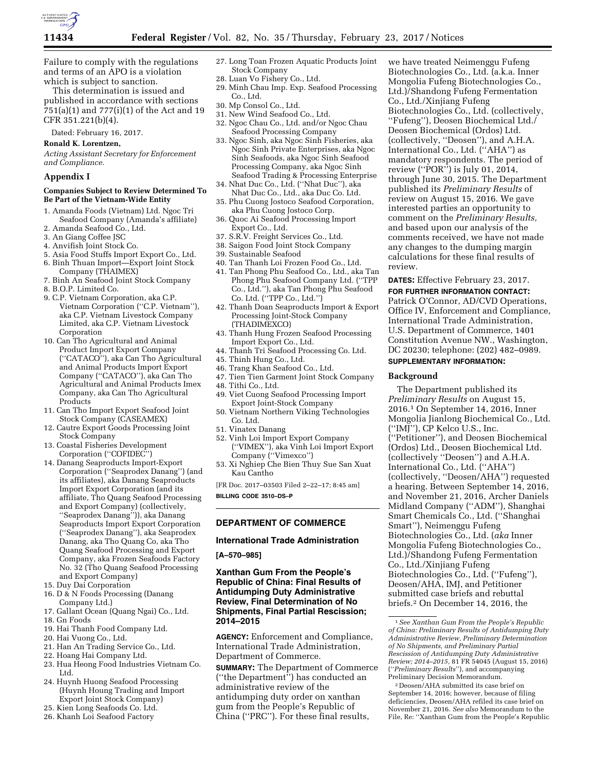Failure to comply with the regulations and terms of an APO is a violation which is subject to sanction.

This determination is issued and published in accordance with sections 751(a)(1) and 777(i)(1) of the Act and 19 CFR 351.221(b)(4).

Dated: February 16, 2017.

**Ronald K. Lorentzen,**

*Acting Assistant Secretary for Enforcement and Compliance.*

## Appendix I

### Companies Subject to Review Determined To Be Part of the Vietnam-Wide Entity

1. Amanda Foods (Vietnam) Ltd. Ngoc Tri Seafood Company (Amanda's affiliate)
2. Amanda Seafood Co., Ltd.
3. An Giang Coffee JSC
4. Anvifish Joint Stock Co.
5. Asia Food Stuffs Import Export Co., Ltd.
6. Binh Thuan Import—Export Joint Stock Company (THAIMEX)
7. Binh An Seafood Joint Stock Company
8. B.O.P. Limited Co.
9. C.P. Vietnam Corporation, aka C.P. Vietnam Corporation (''C.P. Vietnam''), aka C.P. Vietnam Livestock Company Limited, aka C.P. Vietnam Livestock Corporation
10. Can Tho Agricultural and Animal Product Import Export Company (''CATACO''), aka Can Tho Agricultural and Animal Products Import Export Company (''CATACO''), aka Can Tho Agricultural and Animal Products Imex Company, aka Can Tho Agricultural Products
11. Can Tho Import Export Seafood Joint Stock Company (CASEAMEX)
12. Cautre Export Goods Processing Joint Stock Company
13. Coastal Fisheries Development Corporation (''COFIDEC'')
14. Danang Seaproducts Import-Export Corporation (''Seaprodex Danang'') (and its affiliates), aka Danang Seaproducts Import Export Corporation (and its affiliate, Tho Quang Seafood Processing and Export Company) (collectively, ''Seaprodex Danang'')), aka Danang Seaproducts Import Export Corporation (''Seaprodex Danang''), aka Seaprodex Danang, aka Tho Quang Co, aka Tho Quang Seafood Processing and Export Company, aka Frozen Seafoods Factory No. 32 (Tho Quang Seafood Processing and Export Company)
15. Duy Dai Corporation
16. D & N Foods Processing (Danang Company Ltd.)
17. Gallant Ocean (Quang Ngai) Co., Ltd.
18. Gn Foods
19. Hai Thanh Food Company Ltd.
20. Hai Vuong Co., Ltd.
21. Han An Trading Service Co., Ltd.
22. Hoang Hai Company Ltd.
23. Hua Heong Food Industries Vietnam Co. Ltd.
24. Huynh Huong Seafood Processing (Huynh Houng Trading and Import Export Joint Stock Company)
25. Kien Long Seafoods Co. Ltd.
26. Khanh Loi Seafood Factory
27. Long Toan Frozen Aquatic Products Joint Stock Company
28. Luan Vo Fishery Co., Ltd.
29. Minh Chau Imp. Exp. Seafood Processing Co., Ltd.
30. Mp Consol Co., Ltd.
31. New Wind Seafood Co., Ltd.
32. Ngoc Chau Co., Ltd. and/or Ngoc Chau Seafood Processing Company
33. Ngoc Sinh, aka Ngoc Sinh Fisheries, aka Ngoc Sinh Private Enterprises, aka Ngoc Sinh Seafoods, aka Ngoc Sinh Seafood Processing Company, aka Ngoc Sinh Seafood Trading & Processing Enterprise
34. Nhat Duc Co., Ltd. (''Nhat Duc''), aka Nhat Duc Co., Ltd., aka Duc Co. Ltd.
35. Phu Cuong Jostoco Seafood Corporation, aka Phu Cuong Jostoco Corp.
36. Quoc Ai Seafood Processing Import Export Co., Ltd.
37. S.R.V. Freight Services Co., Ltd.
38. Saigon Food Joint Stock Company
39. Sustainable Seafood
40. Tan Thanh Loi Frozen Food Co., Ltd.
41. Tan Phong Phu Seafood Co., Ltd., aka Tan Phong Phu Seafood Company Ltd. (''TPP Co., Ltd.''), aka Tan Phong Phu Seafood Co. Ltd. (''TPP Co., Ltd.'')
42. Thanh Doan Seaproducts Import & Export Processing Joint-Stock Company (THADIMEXCO)
43. Thanh Hung Frozen Seafood Processing Import Export Co., Ltd.
44. Thanh Tri Seafood Processing Co. Ltd.
45. Thinh Hung Co., Ltd.
46. Trang Khan Seafood Co., Ltd.
47. Tien Tien Garment Joint Stock Company
48. Tithi Co., Ltd.
49. Viet Cuong Seafood Processing Import Export Joint-Stock Company
50. Vietnam Northern Viking Technologies Co. Ltd.
51. Vinatex Danang
52. Vinh Loi Import Export Company (''VIMEX''), aka Vinh Loi Import Export Company (''Vimexco'')
53. Xi Nghiep Che Bien Thuy Sue San Xuat Kau Cantho

[FR Doc. 2017–03503 Filed 2–22–17; 8:45 am]

BILLING CODE 3510–DS–P

---

## DEPARTMENT OF COMMERCE

### International Trade Administration

**[A–570–985]**

### Xanthan Gum From the People's Republic of China: Final Results of Antidumping Duty Administrative Review, Final Determination of No Shipments, Final Partial Rescission; 2014–2015

**AGENCY:** Enforcement and Compliance, International Trade Administration, Department of Commerce.

**SUMMARY:** The Department of Commerce (''the Department'') has conducted an administrative review of the antidumping duty order on xanthan gum from the People's Republic of China (''PRC''). For these final results, we have treated Neimenggu Fufeng Biotechnologies Co., Ltd. (a.k.a. Inner Mongolia Fufeng Biotechnologies Co., Ltd.)/Shandong Fufeng Fermentation Co., Ltd./Xinjiang Fufeng Biotechnologies Co., Ltd. (collectively, ''Fufeng''), Deosen Biochemical Ltd./ Deosen Biochemical (Ordos) Ltd. (collectively, ''Deosen''), and A.H.A. International Co., Ltd. (''AHA'') as mandatory respondents. The period of review (''POR'') is July 01, 2014, through June 30, 2015. The Department published its *Preliminary Results* of review on August 15, 2016. We gave interested parties an opportunity to comment on the *Preliminary Results,* and based upon our analysis of the comments received, we have not made any changes to the dumping margin calculations for these final results of review.

**DATES:** Effective February 23, 2017.

**FOR FURTHER INFORMATION CONTACT:** Patrick O'Connor, AD/CVD Operations, Office IV, Enforcement and Compliance, International Trade Administration, U.S. Department of Commerce, 1401 Constitution Avenue NW., Washington, DC 20230; telephone: (202) 482–0989.

**SUPPLEMENTARY INFORMATION:**

#### Background

The Department published its *Preliminary Results* on August 15, 2016.[1] On September 14, 2016, Inner Mongolia Jianlong Biochemical Co., Ltd. (''IMJ''), CP Kelco U.S., Inc. (''Petitioner''), and Deosen Biochemical (Ordos) Ltd., Deosen Biochemical Ltd. (collectively ''Deosen'') and A.H.A. International Co., Ltd. (''AHA'') (collectively, ''Deosen/AHA'') requested a hearing. Between September 14, 2016, and November 21, 2016, Archer Daniels Midland Company (''ADM''), Shanghai Smart Chemicals Co., Ltd. (''Shanghai Smart''), Neimenggu Fufeng Biotechnologies Co., Ltd. (*aka* Inner Mongolia Fufeng Biotechnologies Co., Ltd.)/Shandong Fufeng Fermentation Co., Ltd./Xinjiang Fufeng Biotechnologies Co., Ltd. (''Fufeng''), Deosen/AHA, IMJ, and Petitioner submitted case briefs and rebuttal briefs.[2] On December 14, 2016, the

[1] *See Xanthan Gum From the People's Republic of China: Preliminary Results of Antidumping Duty Administrative Review, Preliminary Determination of No Shipments, and Preliminary Partial Rescission of Antidumping Duty Administrative Review; 2014–2015,* 81 FR 54045 (August 15, 2016) (''*Preliminary Results*''), and accompanying Preliminary Decision Memorandum.

[2] Deosen/AHA submitted its case brief on September 14, 2016; however, because of filing deficiencies, Deosen/AHA refiled its case brief on November 21, 2016. *See also* Memorandum to the File, Re: ''Xanthan Gum from the People's Republic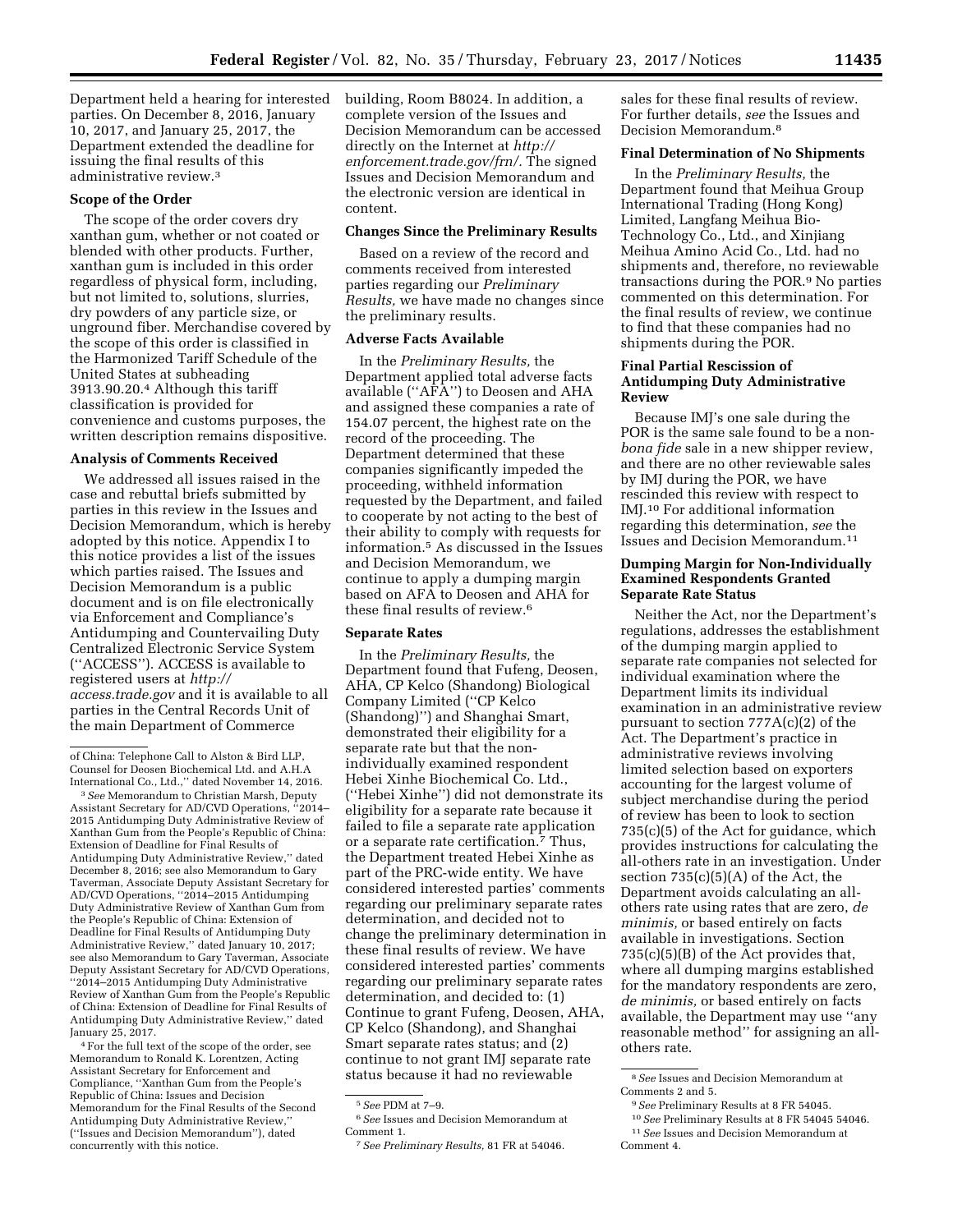Department held a hearing for interested parties. On December 8, 2016, January 10, 2017, and January 25, 2017, the Department extended the deadline for issuing the final results of this administrative review.[3]

### Scope of the Order

The scope of the order covers dry xanthan gum, whether or not coated or blended with other products. Further, xanthan gum is included in this order regardless of physical form, including, but not limited to, solutions, slurries, dry powders of any particle size, or unground fiber. Merchandise covered by the scope of this order is classified in the Harmonized Tariff Schedule of the United States at subheading 3913.90.20.[4] Although this tariff classification is provided for convenience and customs purposes, the written description remains dispositive.

### Analysis of Comments Received

We addressed all issues raised in the case and rebuttal briefs submitted by parties in this review in the Issues and Decision Memorandum, which is hereby adopted by this notice. Appendix I to this notice provides a list of the issues which parties raised. The Issues and Decision Memorandum is a public document and is on file electronically via Enforcement and Compliance's Antidumping and Countervailing Duty Centralized Electronic Service System (''ACCESS''). ACCESS is available to registered users at *http://access.trade.gov* and it is available to all parties in the Central Records Unit of the main Department of Commerce building, Room B8024. In addition, a complete version of the Issues and Decision Memorandum can be accessed directly on the Internet at *http://enforcement.trade.gov/frn/.* The signed Issues and Decision Memorandum and the electronic version are identical in content.

### Changes Since the Preliminary Results

Based on a review of the record and comments received from interested parties regarding our *Preliminary Results,* we have made no changes since the preliminary results.

### Adverse Facts Available

In the *Preliminary Results,* the Department applied total adverse facts available (''AFA'') to Deosen and AHA and assigned these companies a rate of 154.07 percent, the highest rate on the record of the proceeding. The Department determined that these companies significantly impeded the proceeding, withheld information requested by the Department, and failed to cooperate by not acting to the best of their ability to comply with requests for information.[5] As discussed in the Issues and Decision Memorandum, we continue to apply a dumping margin based on AFA to Deosen and AHA for these final results of review.[6]

### Separate Rates

In the *Preliminary Results,* the Department found that Fufeng, Deosen, AHA, CP Kelco (Shandong) Biological Company Limited (''CP Kelco (Shandong)'') and Shanghai Smart, demonstrated their eligibility for a separate rate but that the non-individually examined respondent Hebei Xinhe Biochemical Co. Ltd., (''Hebei Xinhe'') did not demonstrate its eligibility for a separate rate because it failed to file a separate rate application or a separate rate certification.[7] Thus, the Department treated Hebei Xinhe as part of the PRC-wide entity. We have considered interested parties' comments regarding our preliminary separate rates determination, and decided not to change the preliminary determination in these final results of review. We have considered interested parties' comments regarding our preliminary separate rates determination, and decided to: (1) Continue to grant Fufeng, Deosen, AHA, CP Kelco (Shandong), and Shanghai Smart separate rates status; and (2) continue to not grant IMJ separate rate status because it had no reviewable sales for these final results of review. For further details, *see* the Issues and Decision Memorandum.[8]

### Final Determination of No Shipments

In the *Preliminary Results,* the Department found that Meihua Group International Trading (Hong Kong) Limited, Langfang Meihua Bio-Technology Co., Ltd., and Xinjiang Meihua Amino Acid Co., Ltd. had no shipments and, therefore, no reviewable transactions during the POR.[9] No parties commented on this determination. For the final results of review, we continue to find that these companies had no shipments during the POR.

### Final Partial Rescission of Antidumping Duty Administrative Review

Because IMJ's one sale during the POR is the same sale found to be a non-*bona fide* sale in a new shipper review, and there are no other reviewable sales by IMJ during the POR, we have rescinded this review with respect to IMJ.[10] For additional information regarding this determination, *see* the Issues and Decision Memorandum.[11]

### Dumping Margin for Non-Individually Examined Respondents Granted Separate Rate Status

Neither the Act, nor the Department's regulations, addresses the establishment of the dumping margin applied to separate rate companies not selected for individual examination where the Department limits its individual examination in an administrative review pursuant to section 777A(c)(2) of the Act. The Department's practice in administrative reviews involving limited selection based on exporters accounting for the largest volume of subject merchandise during the period of review has been to look to section 735(c)(5) of the Act for guidance, which provides instructions for calculating the all-others rate in an investigation. Under section 735(c)(5)(A) of the Act, the Department avoids calculating an all-others rate using rates that are zero, *de minimis,* or based entirely on facts available in investigations. Section 735(c)(5)(B) of the Act provides that, where all dumping margins established for the mandatory respondents are zero, *de minimis,* or based entirely on facts available, the Department may use ''any reasonable method'' for assigning an all-others rate.

---

of China: Telephone Call to Alston & Bird LLP, Counsel for Deosen Biochemical Ltd. and A.H.A International Co., Ltd.,'' dated November 14, 2016.

[3] *See* Memorandum to Christian Marsh, Deputy Assistant Secretary for AD/CVD Operations, ''2014–2015 Antidumping Duty Administrative Review of Xanthan Gum from the People's Republic of China: Extension of Deadline for Final Results of Antidumping Duty Administrative Review,'' dated December 8, 2016; see also Memorandum to Gary Taverman, Associate Deputy Assistant Secretary for AD/CVD Operations, ''2014–2015 Antidumping Duty Administrative Review of Xanthan Gum from the People's Republic of China: Extension of Deadline for Final Results of Antidumping Duty Administrative Review,'' dated January 10, 2017; see also Memorandum to Gary Taverman, Associate Deputy Assistant Secretary for AD/CVD Operations, ''2014–2015 Antidumping Duty Administrative Review of Xanthan Gum from the People's Republic of China: Extension of Deadline for Final Results of Antidumping Duty Administrative Review,'' dated January 25, 2017.

[4] For the full text of the scope of the order, see Memorandum to Ronald K. Lorentzen, Acting Assistant Secretary for Enforcement and Compliance, ''Xanthan Gum from the People's Republic of China: Issues and Decision Memorandum for the Final Results of the Second Antidumping Duty Administrative Review,'' (''Issues and Decision Memorandum''), dated concurrently with this notice.

[5] *See* PDM at 7–9.

[6] *See* Issues and Decision Memorandum at Comment 1.

[7] *See Preliminary Results,* 81 FR at 54046.

[8] *See* Issues and Decision Memorandum at Comments 2 and 5.

[9] *See* Preliminary Results at 8 FR 54045.

[10] *See* Preliminary Results at 8 FR 54045 54046.

[11] *See* Issues and Decision Memorandum at Comment 4.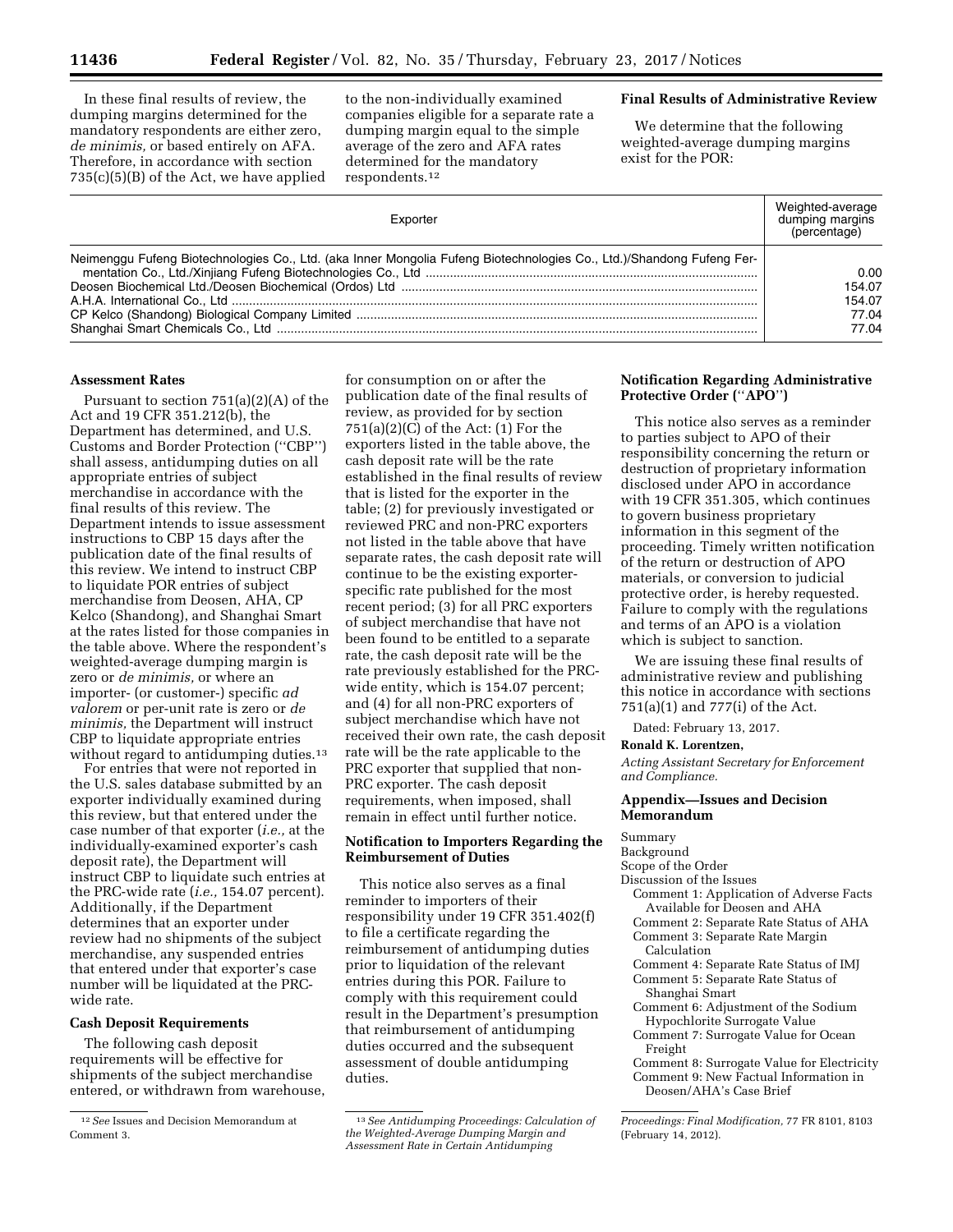In these final results of review, the dumping margins determined for the mandatory respondents are either zero, *de minimis,* or based entirely on AFA. Therefore, in accordance with section 735(c)(5)(B) of the Act, we have applied to the non-individually examined companies eligible for a separate rate a dumping margin equal to the simple average of the zero and AFA rates determined for the mandatory respondents.[12]

**Final Results of Administrative Review**

We determine that the following weighted-average dumping margins exist for the POR:

| Exporter | Weighted-average dumping margins (percentage) |
| --- | --- |
| Neimenggu Fufeng Biotechnologies Co., Ltd. (aka Inner Mongolia Fufeng Biotechnologies Co., Ltd.)/Shandong Fufeng Fermentation Co., Ltd./Xinjiang Fufeng Biotechnologies Co., Ltd | 0.00 |
| Deosen Biochemical Ltd./Deosen Biochemical (Ordos) Ltd | 154.07 |
| A.H.A. International Co., Ltd | 154.07 |
| CP Kelco (Shandong) Biological Company Limited | 77.04 |
| Shanghai Smart Chemicals Co., Ltd | 77.04 |

**Assessment Rates**

Pursuant to section 751(a)(2)(A) of the Act and 19 CFR 351.212(b), the Department has determined, and U.S. Customs and Border Protection ("CBP") shall assess, antidumping duties on all appropriate entries of subject merchandise in accordance with the final results of this review. The Department intends to issue assessment instructions to CBP 15 days after the publication date of the final results of this review. We intend to instruct CBP to liquidate POR entries of subject merchandise from Deosen, AHA, CP Kelco (Shandong), and Shanghai Smart at the rates listed for those companies in the table above. Where the respondent's weighted-average dumping margin is zero or *de minimis,* or where an importer- (or customer-) specific *ad valorem* or per-unit rate is zero or *de minimis,* the Department will instruct CBP to liquidate appropriate entries without regard to antidumping duties.[13]

For entries that were not reported in the U.S. sales database submitted by an exporter individually examined during this review, but that entered under the case number of that exporter (*i.e.,* at the individually-examined exporter's cash deposit rate), the Department will instruct CBP to liquidate such entries at the PRC-wide rate (*i.e.,* 154.07 percent). Additionally, if the Department determines that an exporter under review had no shipments of the subject merchandise, any suspended entries that entered under that exporter's case number will be liquidated at the PRC-wide rate.

**Cash Deposit Requirements**

The following cash deposit requirements will be effective for shipments of the subject merchandise entered, or withdrawn from warehouse, for consumption on or after the publication date of the final results of review, as provided for by section 751(a)(2)(C) of the Act: (1) For the exporters listed in the table above, the cash deposit rate will be the rate established in the final results of review that is listed for the exporter in the table; (2) for previously investigated or reviewed PRC and non-PRC exporters not listed in the table above that have separate rates, the cash deposit rate will continue to be the existing exporter-specific rate published for the most recent period; (3) for all PRC exporters of subject merchandise that have not been found to be entitled to a separate rate, the cash deposit rate will be the rate previously established for the PRC-wide entity, which is 154.07 percent; and (4) for all non-PRC exporters of subject merchandise which have not received their own rate, the cash deposit rate will be the rate applicable to the PRC exporter that supplied that non-PRC exporter. The cash deposit requirements, when imposed, shall remain in effect until further notice.

**Notification to Importers Regarding the Reimbursement of Duties**

This notice also serves as a final reminder to importers of their responsibility under 19 CFR 351.402(f) to file a certificate regarding the reimbursement of antidumping duties prior to liquidation of the relevant entries during this POR. Failure to comply with this requirement could result in the Department's presumption that reimbursement of antidumping duties occurred and the subsequent assessment of double antidumping duties.

**Notification Regarding Administrative Protective Order ("APO")**

This notice also serves as a reminder to parties subject to APO of their responsibility concerning the return or destruction of proprietary information disclosed under APO in accordance with 19 CFR 351.305, which continues to govern business proprietary information in this segment of the proceeding. Timely written notification of the return or destruction of APO materials, or conversion to judicial protective order, is hereby requested. Failure to comply with the regulations and terms of an APO is a violation which is subject to sanction.

We are issuing these final results of administrative review and publishing this notice in accordance with sections 751(a)(1) and 777(i) of the Act.

Dated: February 13, 2017.

**Ronald K. Lorentzen,**

*Acting Assistant Secretary for Enforcement and Compliance.*

**Appendix—Issues and Decision Memorandum**

Summary
Background
Scope of the Order
Discussion of the Issues
- Comment 1: Application of Adverse Facts Available for Deosen and AHA
- Comment 2: Separate Rate Status of AHA
- Comment 3: Separate Rate Margin Calculation
- Comment 4: Separate Rate Status of IMJ
- Comment 5: Separate Rate Status of Shanghai Smart
- Comment 6: Adjustment of the Sodium Hypochlorite Surrogate Value
- Comment 7: Surrogate Value for Ocean Freight
- Comment 8: Surrogate Value for Electricity
- Comment 9: New Factual Information in Deosen/AHA's Case Brief

---

[12] *See* Issues and Decision Memorandum at Comment 3.

[13] *See Antidumping Proceedings: Calculation of the Weighted-Average Dumping Margin and Assessment Rate in Certain Antidumping Proceedings: Final Modification,* 77 FR 8101, 8103 (February 14, 2012).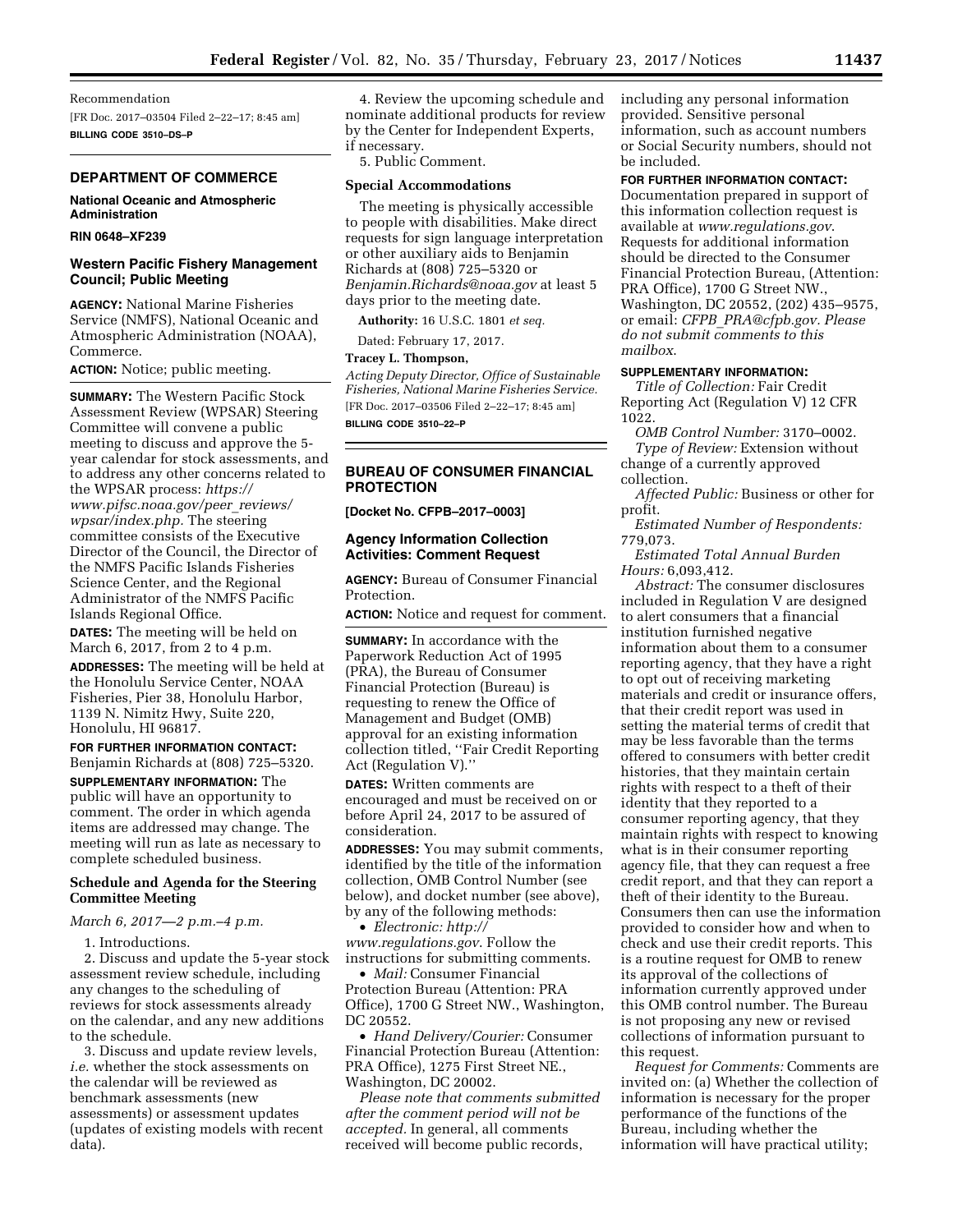Recommendation

[FR Doc. 2017–03504 Filed 2–22–17; 8:45 am]

**BILLING CODE 3510–DS–P**

## DEPARTMENT OF COMMERCE

### National Oceanic and Atmospheric Administration

**RIN 0648–XF239**

### Western Pacific Fishery Management Council; Public Meeting

**AGENCY:** National Marine Fisheries Service (NMFS), National Oceanic and Atmospheric Administration (NOAA), Commerce.

**ACTION:** Notice; public meeting.

**SUMMARY:** The Western Pacific Stock Assessment Review (WPSAR) Steering Committee will convene a public meeting to discuss and approve the 5-year calendar for stock assessments, and to address any other concerns related to the WPSAR process: *https://www.pifsc.noaa.gov/peer_reviews/wpsar/index.php.* The steering committee consists of the Executive Director of the Council, the Director of the NMFS Pacific Islands Fisheries Science Center, and the Regional Administrator of the NMFS Pacific Islands Regional Office.

**DATES:** The meeting will be held on March 6, 2017, from 2 to 4 p.m.

**ADDRESSES:** The meeting will be held at the Honolulu Service Center, NOAA Fisheries, Pier 38, Honolulu Harbor, 1139 N. Nimitz Hwy, Suite 220, Honolulu, HI 96817.

**FOR FURTHER INFORMATION CONTACT:** Benjamin Richards at (808) 725–5320.

**SUPPLEMENTARY INFORMATION:** The public will have an opportunity to comment. The order in which agenda items are addressed may change. The meeting will run as late as necessary to complete scheduled business.

#### Schedule and Agenda for the Steering Committee Meeting

*March 6, 2017—2 p.m.–4 p.m.*

1. Introductions.
2. Discuss and update the 5-year stock assessment review schedule, including any changes to the scheduling of reviews for stock assessments already on the calendar, and any new additions to the schedule.
3. Discuss and update review levels, *i.e.* whether the stock assessments on the calendar will be reviewed as benchmark assessments (new assessments) or assessment updates (updates of existing models with recent data).
4. Review the upcoming schedule and nominate additional products for review by the Center for Independent Experts, if necessary.
5. Public Comment.

#### Special Accommodations

The meeting is physically accessible to people with disabilities. Make direct requests for sign language interpretation or other auxiliary aids to Benjamin Richards at (808) 725–5320 or *Benjamin.Richards@noaa.gov* at least 5 days prior to the meeting date.

**Authority:** 16 U.S.C. 1801 *et seq.*

Dated: February 17, 2017.

**Tracey L. Thompson,**

*Acting Deputy Director, Office of Sustainable Fisheries, National Marine Fisheries Service.*

[FR Doc. 2017–03506 Filed 2–22–17; 8:45 am]

**BILLING CODE 3510–22–P**

## BUREAU OF CONSUMER FINANCIAL PROTECTION

**[Docket No. CFPB–2017–0003]**

### Agency Information Collection Activities: Comment Request

**AGENCY:** Bureau of Consumer Financial Protection.

**ACTION:** Notice and request for comment.

**SUMMARY:** In accordance with the Paperwork Reduction Act of 1995 (PRA), the Bureau of Consumer Financial Protection (Bureau) is requesting to renew the Office of Management and Budget (OMB) approval for an existing information collection titled, ''Fair Credit Reporting Act (Regulation V).''

**DATES:** Written comments are encouraged and must be received on or before April 24, 2017 to be assured of consideration.

**ADDRESSES:** You may submit comments, identified by the title of the information collection, OMB Control Number (see below), and docket number (see above), by any of the following methods:

- *Electronic: http://www.regulations.gov*. Follow the instructions for submitting comments.
- *Mail:* Consumer Financial Protection Bureau (Attention: PRA Office), 1700 G Street NW., Washington, DC 20552.
- *Hand Delivery/Courier:* Consumer Financial Protection Bureau (Attention: PRA Office), 1275 First Street NE., Washington, DC 20002.

*Please note that comments submitted after the comment period will not be accepted.* In general, all comments received will become public records, including any personal information provided. Sensitive personal information, such as account numbers or Social Security numbers, should not be included.

**FOR FURTHER INFORMATION CONTACT:** Documentation prepared in support of this information collection request is available at *www.regulations.gov*. Requests for additional information should be directed to the Consumer Financial Protection Bureau, (Attention: PRA Office), 1700 G Street NW., Washington, DC 20552, (202) 435–9575, or email: *CFPB_PRA@cfpb.gov. Please do not submit comments to this mailbox*.

**SUPPLEMENTARY INFORMATION:**

*Title of Collection:* Fair Credit Reporting Act (Regulation V) 12 CFR 1022.

*OMB Control Number:* 3170–0002.

*Type of Review:* Extension without change of a currently approved collection.

*Affected Public:* Business or other for profit.

*Estimated Number of Respondents:* 779,073.

*Estimated Total Annual Burden Hours:* 6,093,412.

*Abstract:* The consumer disclosures included in Regulation V are designed to alert consumers that a financial institution furnished negative information about them to a consumer reporting agency, that they have a right to opt out of receiving marketing materials and credit or insurance offers, that their credit report was used in setting the material terms of credit that may be less favorable than the terms offered to consumers with better credit histories, that they maintain certain rights with respect to a theft of their identity that they reported to a consumer reporting agency, that they maintain rights with respect to knowing what is in their consumer reporting agency file, that they can request a free credit report, and that they can report a theft of their identity to the Bureau. Consumers then can use the information provided to consider how and when to check and use their credit reports. This is a routine request for OMB to renew its approval of the collections of information currently approved under this OMB control number. The Bureau is not proposing any new or revised collections of information pursuant to this request.

*Request for Comments:* Comments are invited on: (a) Whether the collection of information is necessary for the proper performance of the functions of the Bureau, including whether the information will have practical utility;